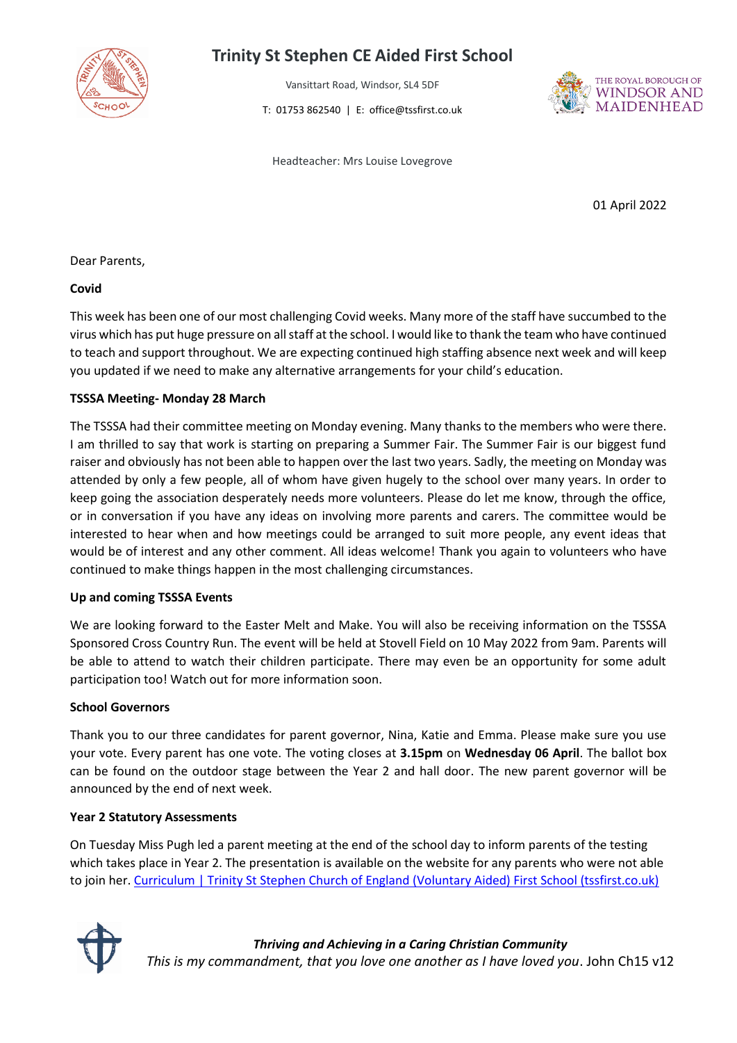# Trinity St Stephen CE Aided First School

Vansittart Road, Windsor, SL4 5DF

T: 01753 862540 | E: office@tssfirst.co.uk

THE ROYAL BOROUGH OF WINDSOR AND MAIDENHEAD

Headteacher: Mrs Louise Lovegrove

01 April 2022

Dear Parents,

**Covid**

This week has been one of our most challenging Covid weeks. Many more of the staff have succumbed to the virus which has put huge pressure on all staff at the school. I would like to thank the team who have continued to teach and support throughout. We are expecting continued high staffing absence next week and will keep you updated if we need to make any alternative arrangements for your child's education.

**TSSSA Meeting- Monday 28 March**

The TSSSA had their committee meeting on Monday evening. Many thanks to the members who were there. I am thrilled to say that work is starting on preparing a Summer Fair. The Summer Fair is our biggest fund raiser and obviously has not been able to happen over the last two years. Sadly, the meeting on Monday was attended by only a few people, all of whom have given hugely to the school over many years. In order to keep going the association desperately needs more volunteers. Please do let me know, through the office, or in conversation if you have any ideas on involving more parents and carers. The committee would be interested to hear when and how meetings could be arranged to suit more people, any event ideas that would be of interest and any other comment. All ideas welcome! Thank you again to volunteers who have continued to make things happen in the most challenging circumstances.

**Up and coming TSSSA Events**

We are looking forward to the Easter Melt and Make. You will also be receiving information on the TSSSA Sponsored Cross Country Run. The event will be held at Stovell Field on 10 May 2022 from 9am. Parents will be able to attend to watch their children participate. There may even be an opportunity for some adult participation too! Watch out for more information soon.

**School Governors**

Thank you to our three candidates for parent governor, Nina, Katie and Emma. Please make sure you use your vote. Every parent has one vote. The voting closes at **3.15pm** on **Wednesday 06 April**. The ballot box can be found on the outdoor stage between the Year 2 and hall door. The new parent governor will be announced by the end of next week.

**Year 2 Statutory Assessments**

On Tuesday Miss Pugh led a parent meeting at the end of the school day to inform parents of the testing which takes place in Year 2. The presentation is available on the website for any parents who were not able to join her. [Curriculum | Trinity St Stephen Church of England (Voluntary Aided) First School (tssfirst.co.uk)](tssfirst.co.uk)

***Thriving and Achieving in a Caring Christian Community***

*This is my commandment, that you love one another as I have loved you*. John Ch15 v12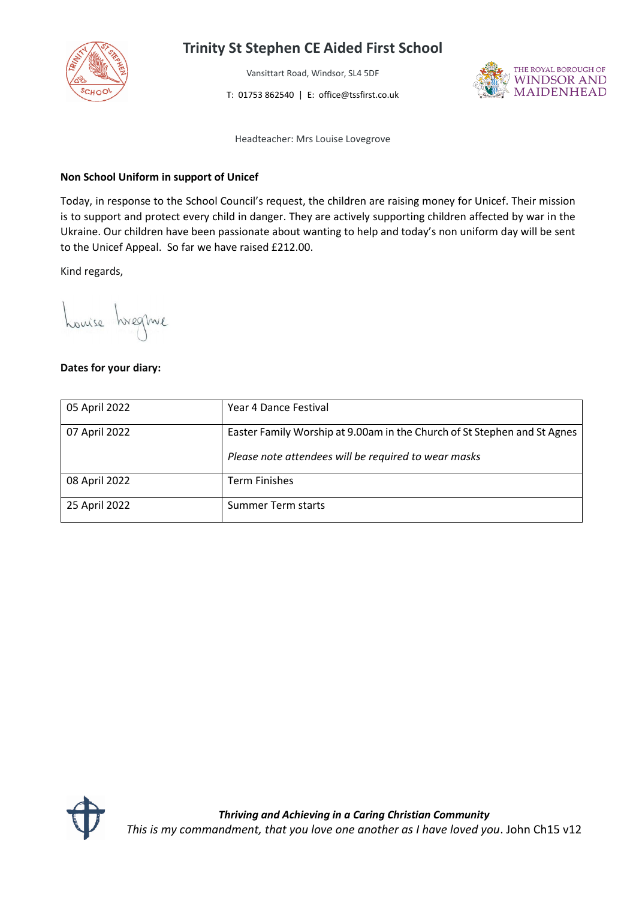# Trinity St Stephen CE Aided First School

Vansittart Road, Windsor, SL4 5DF

T: 01753 862540 | E: office@tssfirst.co.uk

Headteacher: Mrs Louise Lovegrove

**Non School Uniform in support of Unicef**

Today, in response to the School Council's request, the children are raising money for Unicef. Their mission is to support and protect every child in danger. They are actively supporting children affected by war in the Ukraine. Our children have been passionate about wanting to help and today's non uniform day will be sent to the Unicef Appeal. So far we have raised £212.00.

Kind regards,

Louise Lovegrove

**Dates for your diary:**

| | |
|---|---|
| 05 April 2022 | Year 4 Dance Festival |
| 07 April 2022 | Easter Family Worship at 9.00am in the Church of St Stephen and St Agnes<br>*Please note attendees will be required to wear masks* |
| 08 April 2022 | Term Finishes |
| 25 April 2022 | Summer Term starts |

***Thriving and Achieving in a Caring Christian Community***

*This is my commandment, that you love one another as I have loved you*. John Ch15 v12